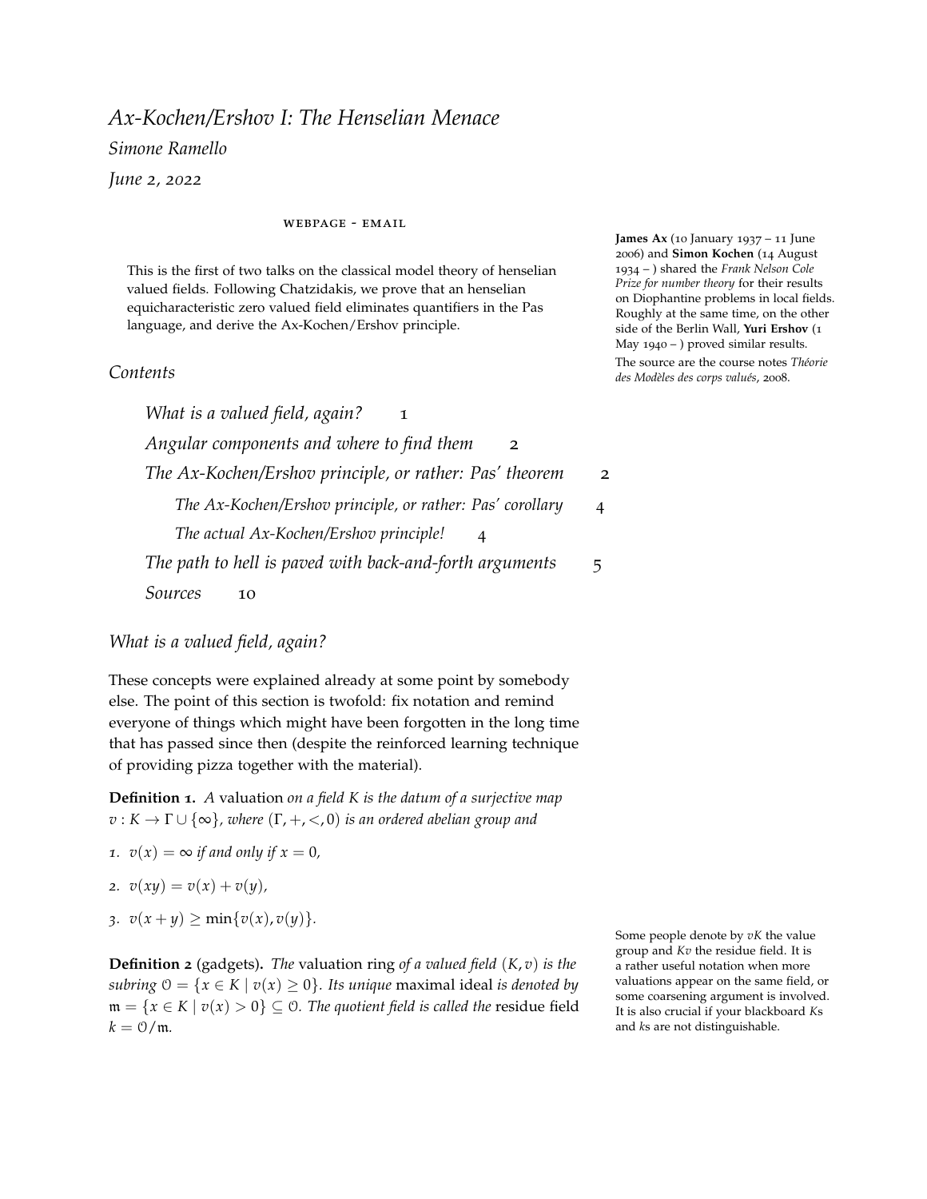# *Ax-Kochen/Ershov I: The Henselian Menace*

*Simone Ramello*

*June 2, 2022*

WEBPAGE - EMAIL

This is the first of two talks on the classical model theory of henselian valued fields. Following Chatzidakis, we prove that an henselian equicharacteristic zero valued field eliminates quantifiers in the Pas language, and derive the Ax-Kochen/Ershov principle.

**James Ax** (10 January 1937 – 11 June 2006) and **Simon Kochen** (14 August 1934 – ) shared the *Frank Nelson Cole Prize for number theory* for their results on Diophantine problems in local fields. Roughly at the same time, on the other side of the Berlin Wall, **Yuri Ershov** (1 May 1940 – ) proved similar results.

The source are the course notes *Théorie des Modèles des corps valués*, 2008.

## *Contents*

- *What is a valued field, again?* 1
- *Angular components and where to find them* 2
- *The Ax-Kochen/Ershov principle, or rather: Pas' theorem* 2
  - *The Ax-Kochen/Ershov principle, or rather: Pas' corollary* 4
  - *The actual Ax-Kochen/Ershov principle!* 4
- *The path to hell is paved with back-and-forth arguments* 5
- *Sources* 10

## *What is a valued field, again?*

These concepts were explained already at some point by somebody else. The point of this section is twofold: fix notation and remind everyone of things which might have been forgotten in the long time that has passed since then (despite the reinforced learning technique of providing pizza together with the material).

**Definition 1.** *A* valuation *on a field $K$ is the datum of a surjective map $v : K \to \Gamma \cup \{\infty\}$, where $(\Gamma, +, <, 0)$ is an ordered abelian group and*

1. $v(x) = \infty$ *if and only if* $x = 0$,
2. $v(xy) = v(x) + v(y)$,
3. $v(x + y) \geq \min\{v(x), v(y)\}$.

**Definition 2** (gadgets)**.** *The* valuation ring *of a valued field $(K, v)$ is the subring $\mathcal{O} = \{x \in K \mid v(x) \geq 0\}$. Its unique* maximal ideal *is denoted by $\mathfrak{m} = \{x \in K \mid v(x) > 0\} \subseteq \mathcal{O}$. The quotient field is called the* residue field *$k = \mathcal{O}/\mathfrak{m}$.*

Some people denote by $vK$ the value group and $Kv$ the residue field. It is a rather useful notation when more valuations appear on the same field, or some coarsening argument is involved. It is also crucial if your blackboard $K$s and $k$s are not distinguishable.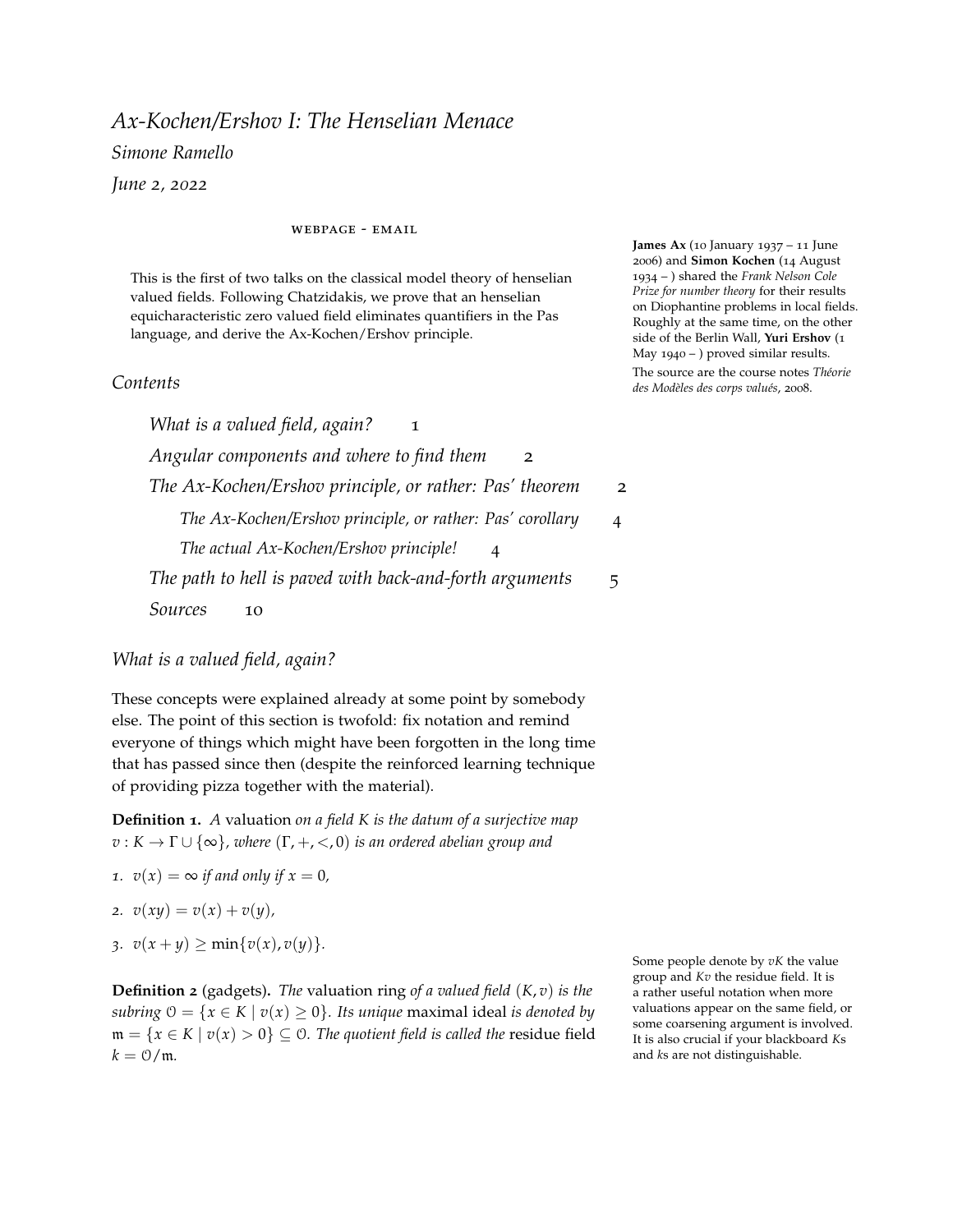# *Ax-Kochen/Ershov I: The Henselian Menace*

*Simone Ramello*

*June 2, 2022*

WEBPAGE - EMAIL

This is the first of two talks on the classical model theory of henselian valued fields. Following Chatzidakis, we prove that an henselian equicharacteristic zero valued field eliminates quantifiers in the Pas language, and derive the Ax-Kochen/Ershov principle.

**James Ax** (10 January 1937 – 11 June 2006) and **Simon Kochen** (14 August 1934 – ) shared the *Frank Nelson Cole Prize for number theory* for their results on Diophantine problems in local fields. Roughly at the same time, on the other side of the Berlin Wall, **Yuri Ershov** (1 May 1940 – ) proved similar results.

The source are the course notes *Théorie des Modèles des corps valués*, 2008.

## *Contents*

- *What is a valued field, again?* 1
- *Angular components and where to find them* 2
- *The Ax-Kochen/Ershov principle, or rather: Pas' theorem* 2
  - *The Ax-Kochen/Ershov principle, or rather: Pas' corollary* 4
  - *The actual Ax-Kochen/Ershov principle!* 4
- *The path to hell is paved with back-and-forth arguments* 5
- *Sources* 10

## *What is a valued field, again?*

These concepts were explained already at some point by somebody else. The point of this section is twofold: fix notation and remind everyone of things which might have been forgotten in the long time that has passed since then (despite the reinforced learning technique of providing pizza together with the material).

**Definition 1.** *A* valuation *on a field $K$ is the datum of a surjective map $v : K \to \Gamma \cup \{\infty\}$, where $(\Gamma, +, <, 0)$ is an ordered abelian group and*

1. $v(x) = \infty$ *if and only if* $x = 0$,
2. $v(xy) = v(x) + v(y)$,
3. $v(x + y) \geq \min\{v(x), v(y)\}$.

**Definition 2** (gadgets)**.** *The* valuation ring *of a valued field $(K, v)$ is the subring $\mathcal{O} = \{x \in K \mid v(x) \geq 0\}$. Its unique* maximal ideal *is denoted by $\mathfrak{m} = \{x \in K \mid v(x) > 0\} \subseteq \mathcal{O}$. The quotient field is called the* residue field *$k = \mathcal{O}/\mathfrak{m}$.*

Some people denote by $vK$ the value group and $Kv$ the residue field. It is a rather useful notation when more valuations appear on the same field, or some coarsening argument is involved. It is also crucial if your blackboard $K$s and $k$s are not distinguishable.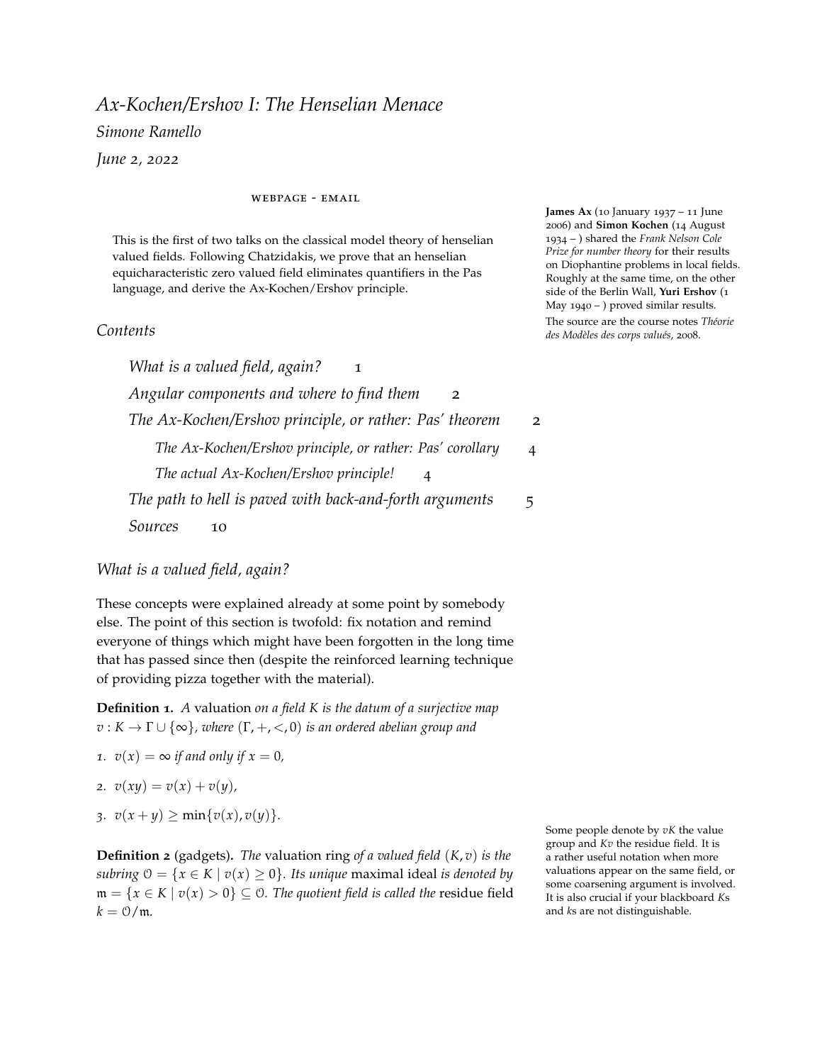# *Ax-Kochen/Ershov I: The Henselian Menace*

*Simone Ramello*

*June 2, 2022*

WEBPAGE - EMAIL

This is the first of two talks on the classical model theory of henselian valued fields. Following Chatzidakis, we prove that an henselian equicharacteristic zero valued field eliminates quantifiers in the Pas language, and derive the Ax-Kochen/Ershov principle.

**James Ax** (10 January 1937 – 11 June 2006) and **Simon Kochen** (14 August 1934 – ) shared the *Frank Nelson Cole Prize for number theory* for their results on Diophantine problems in local fields. Roughly at the same time, on the other side of the Berlin Wall, **Yuri Ershov** (1 May 1940 – ) proved similar results.

The source are the course notes *Théorie des Modèles des corps valués*, 2008.

## *Contents*

- *What is a valued field, again?* 1
- *Angular components and where to find them* 2
- *The Ax-Kochen/Ershov principle, or rather: Pas' theorem* 2
  - *The Ax-Kochen/Ershov principle, or rather: Pas' corollary* 4
  - *The actual Ax-Kochen/Ershov principle!* 4
- *The path to hell is paved with back-and-forth arguments* 5
- *Sources* 10

## *What is a valued field, again?*

These concepts were explained already at some point by somebody else. The point of this section is twofold: fix notation and remind everyone of things which might have been forgotten in the long time that has passed since then (despite the reinforced learning technique of providing pizza together with the material).

**Definition 1.** *A* valuation *on a field $K$ is the datum of a surjective map $v : K \to \Gamma \cup \{\infty\}$, where $(\Gamma, +, <, 0)$ is an ordered abelian group and*

1. $v(x) = \infty$ *if and only if* $x = 0$,
2. $v(xy) = v(x) + v(y)$,
3. $v(x + y) \geq \min\{v(x), v(y)\}$.

**Definition 2** (gadgets)**.** *The* valuation ring *of a valued field $(K, v)$ is the subring $\mathcal{O} = \{x \in K \mid v(x) \geq 0\}$. Its unique* maximal ideal *is denoted by $\mathfrak{m} = \{x \in K \mid v(x) > 0\} \subseteq \mathcal{O}$. The quotient field is called the* residue field *$k = \mathcal{O}/\mathfrak{m}$.*

Some people denote by $vK$ the value group and $Kv$ the residue field. It is a rather useful notation when more valuations appear on the same field, or some coarsening argument is involved. It is also crucial if your blackboard $K$s and $k$s are not distinguishable.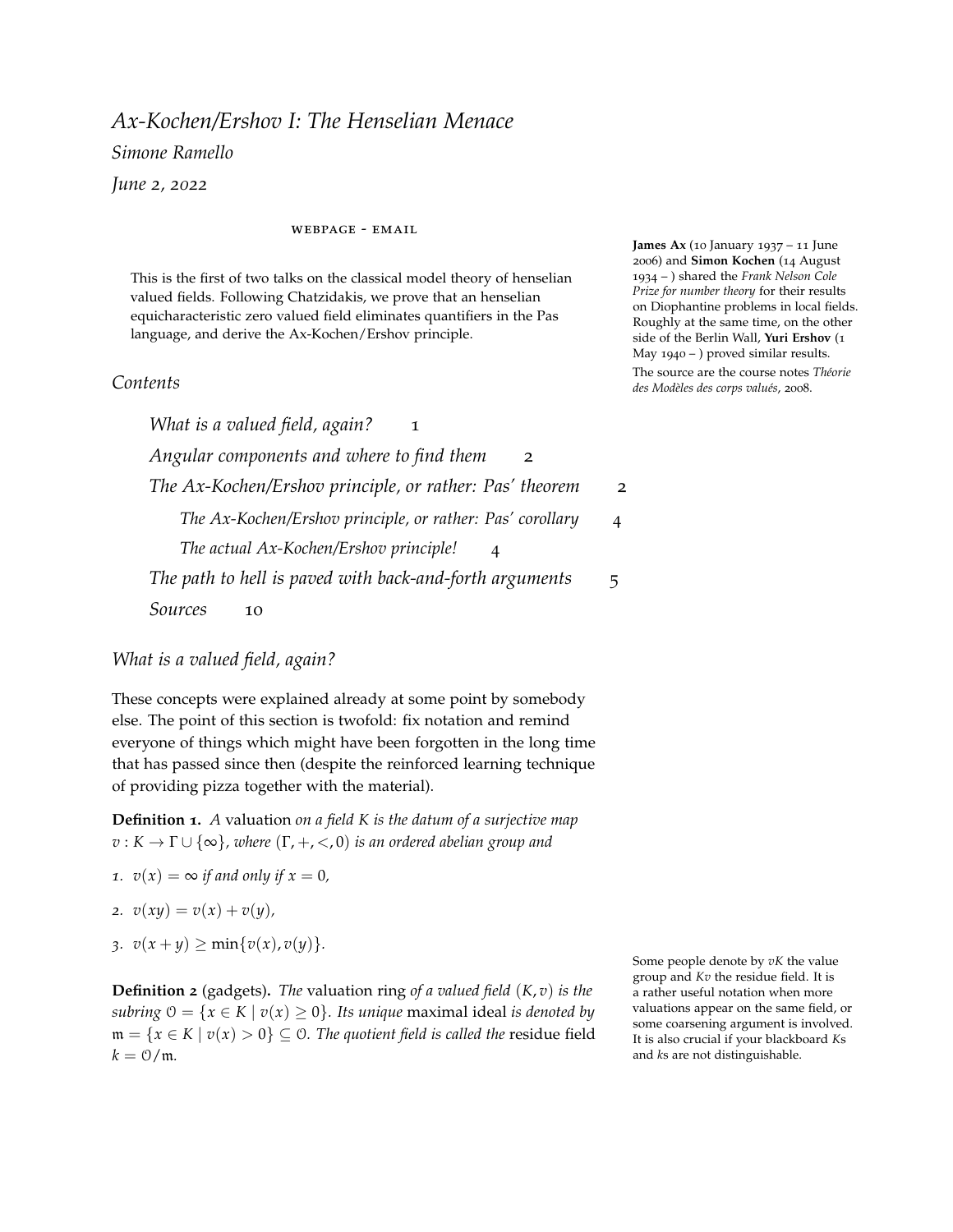# Ax-Kochen/Ershov I: The Henselian Menace

*Simone Ramello*

*June 2, 2022*

WEBPAGE - EMAIL

This is the first of two talks on the classical model theory of henselian valued fields. Following Chatzidakis, we prove that an henselian equicharacteristic zero valued field eliminates quantifiers in the Pas language, and derive the Ax-Kochen/Ershov principle.

**James Ax** (10 January 1937 – 11 June 2006) and **Simon Kochen** (14 August 1934 – ) shared the *Frank Nelson Cole Prize for number theory* for their results on Diophantine problems in local fields. Roughly at the same time, on the other side of the Berlin Wall, **Yuri Ershov** (1 May 1940 – ) proved similar results.

The source are the course notes *Théorie des Modèles des corps valués*, 2008.

## Contents

- *What is a valued field, again?* 1
- *Angular components and where to find them* 2
- *The Ax-Kochen/Ershov principle, or rather: Pas' theorem* 2
  - *The Ax-Kochen/Ershov principle, or rather: Pas' corollary* 4
  - *The actual Ax-Kochen/Ershov principle!* 4
- *The path to hell is paved with back-and-forth arguments* 5
- *Sources* 10

## What is a valued field, again?

These concepts were explained already at some point by somebody else. The point of this section is twofold: fix notation and remind everyone of things which might have been forgotten in the long time that has passed since then (despite the reinforced learning technique of providing pizza together with the material).

**Definition 1.** *A* valuation *on a field $K$ is the datum of a surjective map $v : K \to \Gamma \cup \{\infty\}$, where $(\Gamma, +, <, 0)$ is an ordered abelian group and*

1. *$v(x) = \infty$ if and only if $x = 0$,*
2. *$v(xy) = v(x) + v(y)$,*
3. *$v(x + y) \geq \min\{v(x), v(y)\}$.*

**Definition 2** (gadgets)**.** *The* valuation ring *of a valued field $(K, v)$ is the subring $\mathcal{O} = \{x \in K \mid v(x) \geq 0\}$. Its unique* maximal ideal *is denoted by $\mathfrak{m} = \{x \in K \mid v(x) > 0\} \subseteq \mathcal{O}$. The quotient field is called the* residue field *$k = \mathcal{O}/\mathfrak{m}$.*

Some people denote by $vK$ the value group and $Kv$ the residue field. It is a rather useful notation when more valuations appear on the same field, or some coarsening argument is involved. It is also crucial if your blackboard $K$s and $k$s are not distinguishable.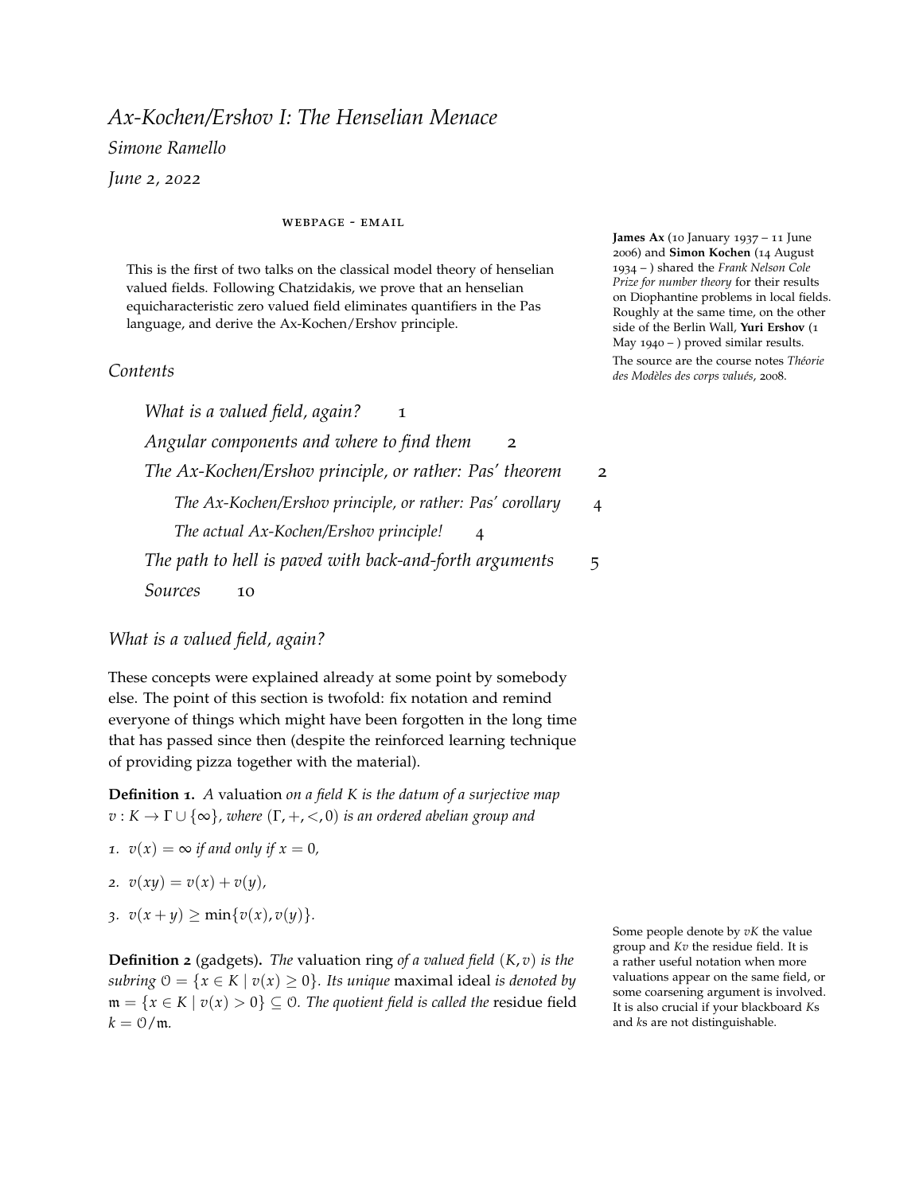# *Ax-Kochen/Ershov I: The Henselian Menace*

*Simone Ramello*

*June 2, 2022*

WEBPAGE - EMAIL

This is the first of two talks on the classical model theory of henselian valued fields. Following Chatzidakis, we prove that an henselian equicharacteristic zero valued field eliminates quantifiers in the Pas language, and derive the Ax-Kochen/Ershov principle.

**James Ax** (10 January 1937 – 11 June 2006) and **Simon Kochen** (14 August 1934 – ) shared the *Frank Nelson Cole Prize for number theory* for their results on Diophantine problems in local fields. Roughly at the same time, on the other side of the Berlin Wall, **Yuri Ershov** (1 May 1940 – ) proved similar results.

The source are the course notes *Théorie des Modèles des corps valués*, 2008.

## *Contents*

- *What is a valued field, again?* 1
- *Angular components and where to find them* 2
- *The Ax-Kochen/Ershov principle, or rather: Pas' theorem* 2
  - *The Ax-Kochen/Ershov principle, or rather: Pas' corollary* 4
  - *The actual Ax-Kochen/Ershov principle!* 4
- *The path to hell is paved with back-and-forth arguments* 5
- *Sources* 10

## *What is a valued field, again?*

These concepts were explained already at some point by somebody else. The point of this section is twofold: fix notation and remind everyone of things which might have been forgotten in the long time that has passed since then (despite the reinforced learning technique of providing pizza together with the material).

**Definition 1.** *A* valuation *on a field $K$ is the datum of a surjective map $v : K \to \Gamma \cup \{\infty\}$, where $(\Gamma, +, <, 0)$ is an ordered abelian group and*

1. $v(x) = \infty$ *if and only if* $x = 0$*,*
2. $v(xy) = v(x) + v(y)$*,*
3. $v(x + y) \geq \min\{v(x), v(y)\}$*.*

**Definition 2** (gadgets)**.** *The* valuation ring *of a valued field $(K, v)$ is the subring $\mathcal{O} = \{x \in K \mid v(x) \geq 0\}$. Its unique* maximal ideal *is denoted by $\mathfrak{m} = \{x \in K \mid v(x) > 0\} \subseteq \mathcal{O}$. The quotient field is called the* residue field *$k = \mathcal{O}/\mathfrak{m}$.*

Some people denote by $vK$ the value group and $Kv$ the residue field. It is a rather useful notation when more valuations appear on the same field, or some coarsening argument is involved. It is also crucial if your blackboard $K$s and $k$s are not distinguishable.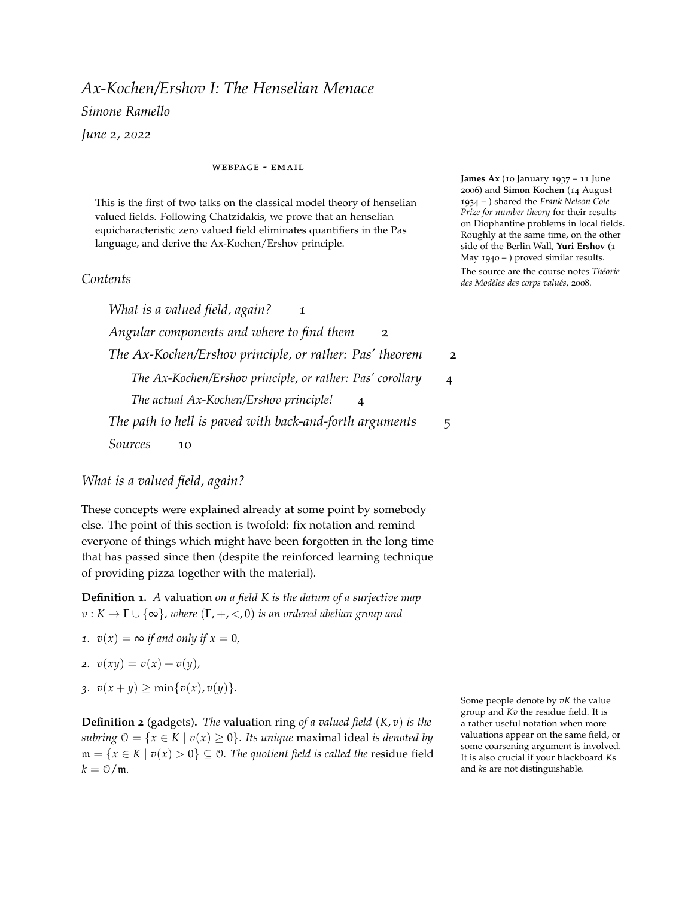# *Ax-Kochen/Ershov I: The Henselian Menace*

*Simone Ramello*

*June 2, 2022*

webpage - email

This is the first of two talks on the classical model theory of henselian valued fields. Following Chatzidakis, we prove that an henselian equicharacteristic zero valued field eliminates quantifiers in the Pas language, and derive the Ax-Kochen/Ershov principle.

**James Ax** (10 January 1937 – 11 June 2006) and **Simon Kochen** (14 August 1934 – ) shared the *Frank Nelson Cole Prize for number theory* for their results on Diophantine problems in local fields. Roughly at the same time, on the other side of the Berlin Wall, **Yuri Ershov** (1 May 1940 – ) proved similar results.

The source are the course notes *Théorie des Modèles des corps valués*, 2008.

## *Contents*

*What is a valued field, again?* 1

*Angular components and where to find them* 2

*The Ax-Kochen/Ershov principle, or rather: Pas' theorem* 2

*The Ax-Kochen/Ershov principle, or rather: Pas' corollary* 4

*The actual Ax-Kochen/Ershov principle!* 4

*The path to hell is paved with back-and-forth arguments* 5

*Sources* 10

## *What is a valued field, again?*

These concepts were explained already at some point by somebody else. The point of this section is twofold: fix notation and remind everyone of things which might have been forgotten in the long time that has passed since then (despite the reinforced learning technique of providing pizza together with the material).

**Definition 1.** *A* valuation *on a field $K$ is the datum of a surjective map $v : K \to \Gamma \cup \{\infty\}$, where $(\Gamma, +, <, 0)$ is an ordered abelian group and*

1. *$v(x) = \infty$ if and only if $x = 0$,*
2. *$v(xy) = v(x) + v(y)$,*
3. *$v(x + y) \geq \min\{v(x), v(y)\}$.*

**Definition 2** (gadgets)**.** *The* valuation ring *of a valued field $(K, v)$ is the subring $\mathcal{O} = \{x \in K \mid v(x) \geq 0\}$. Its unique* maximal ideal *is denoted by $\mathfrak{m} = \{x \in K \mid v(x) > 0\} \subseteq \mathcal{O}$. The quotient field is called the* residue field *$k = \mathcal{O}/\mathfrak{m}$.*

Some people denote by $vK$ the value group and $Kv$ the residue field. It is a rather useful notation when more valuations appear on the same field, or some coarsening argument is involved. It is also crucial if your blackboard $K$s and $k$s are not distinguishable.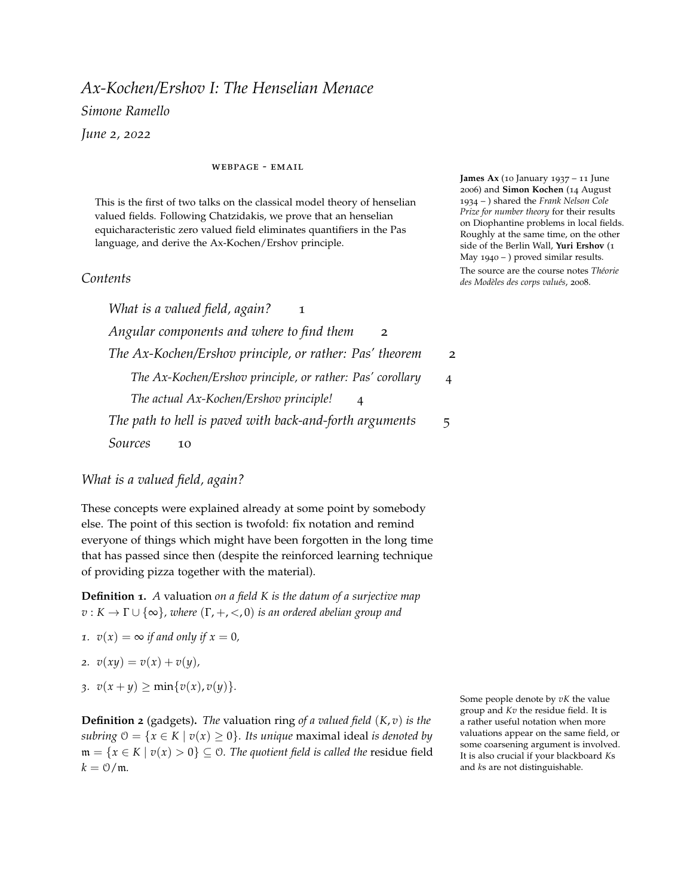# *Ax-Kochen/Ershov I: The Henselian Menace*

*Simone Ramello*

*June 2, 2022*

WEBPAGE - EMAIL

This is the first of two talks on the classical model theory of henselian valued fields. Following Chatzidakis, we prove that an henselian equicharacteristic zero valued field eliminates quantifiers in the Pas language, and derive the Ax-Kochen/Ershov principle.

**James Ax** (10 January 1937 – 11 June 2006) and **Simon Kochen** (14 August 1934 – ) shared the *Frank Nelson Cole Prize for number theory* for their results on Diophantine problems in local fields. Roughly at the same time, on the other side of the Berlin Wall, **Yuri Ershov** (1 May 1940 – ) proved similar results.

The source are the course notes *Théorie des Modèles des corps valués*, 2008.

## *Contents*

- *What is a valued field, again?* 1
- *Angular components and where to find them* 2
- *The Ax-Kochen/Ershov principle, or rather: Pas' theorem* 2
  - *The Ax-Kochen/Ershov principle, or rather: Pas' corollary* 4
  - *The actual Ax-Kochen/Ershov principle!* 4
- *The path to hell is paved with back-and-forth arguments* 5
- *Sources* 10

## *What is a valued field, again?*

These concepts were explained already at some point by somebody else. The point of this section is twofold: fix notation and remind everyone of things which might have been forgotten in the long time that has passed since then (despite the reinforced learning technique of providing pizza together with the material).

**Definition 1.** *A* valuation *on a field $K$ is the datum of a surjective map $v : K \to \Gamma \cup \{\infty\}$, where $(\Gamma, +, <, 0)$ is an ordered abelian group and*

1. *$v(x) = \infty$ if and only if $x = 0$,*
2. *$v(xy) = v(x) + v(y)$,*
3. *$v(x + y) \geq \min\{v(x), v(y)\}$.*

**Definition 2** (gadgets)**.** *The* valuation ring *of a valued field $(K, v)$ is the subring $\mathcal{O} = \{x \in K \mid v(x) \geq 0\}$. Its unique* maximal ideal *is denoted by $\mathfrak{m} = \{x \in K \mid v(x) > 0\} \subseteq \mathcal{O}$. The quotient field is called the* residue field *$k = \mathcal{O}/\mathfrak{m}$.*

Some people denote by $vK$ the value group and $Kv$ the residue field. It is a rather useful notation when more valuations appear on the same field, or some coarsening argument is involved. It is also crucial if your blackboard $K$s and $k$s are not distinguishable.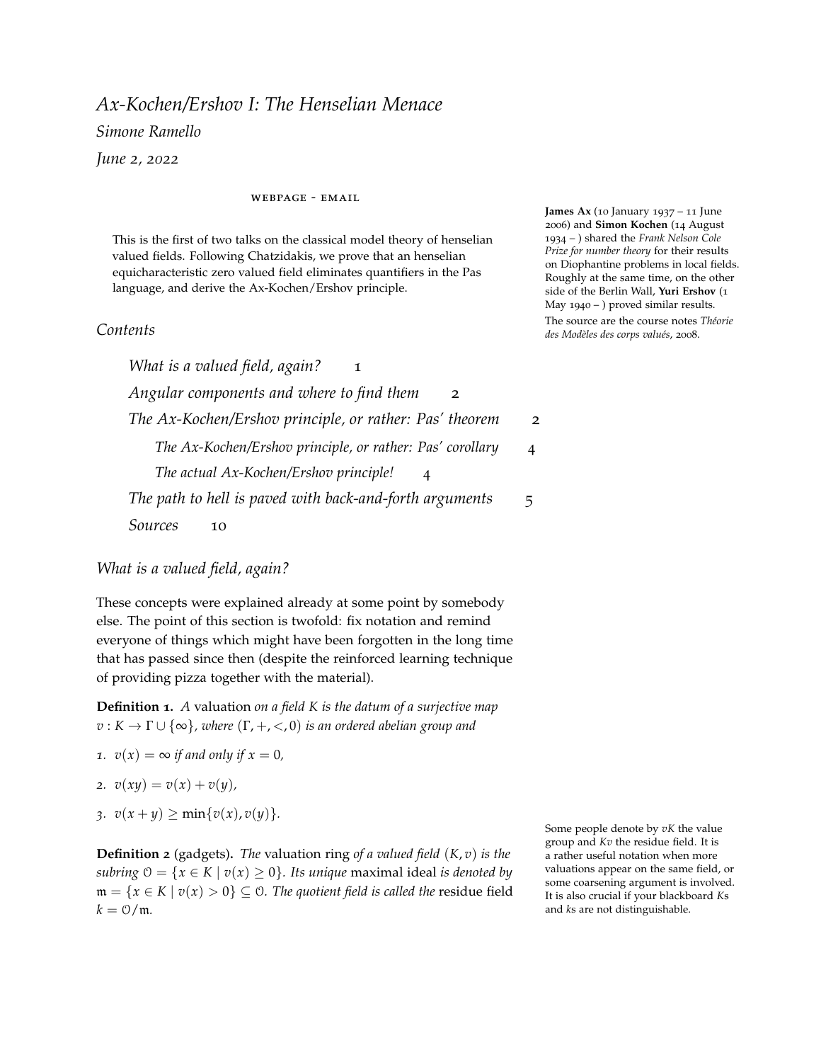# Ax-Kochen/Ershov I: The Henselian Menace

*Simone Ramello*

*June 2, 2022*

WEBPAGE - EMAIL

This is the first of two talks on the classical model theory of henselian valued fields. Following Chatzidakis, we prove that an henselian equicharacteristic zero valued field eliminates quantifiers in the Pas language, and derive the Ax-Kochen/Ershov principle.

**James Ax** (10 January 1937 – 11 June 2006) and **Simon Kochen** (14 August 1934 – ) shared the *Frank Nelson Cole Prize for number theory* for their results on Diophantine problems in local fields. Roughly at the same time, on the other side of the Berlin Wall, **Yuri Ershov** (1 May 1940 – ) proved similar results.

The source are the course notes *Théorie des Modèles des corps valués*, 2008.

## Contents

- *What is a valued field, again?* 1
- *Angular components and where to find them* 2
- *The Ax-Kochen/Ershov principle, or rather: Pas' theorem* 2
  - *The Ax-Kochen/Ershov principle, or rather: Pas' corollary* 4
  - *The actual Ax-Kochen/Ershov principle!* 4
- *The path to hell is paved with back-and-forth arguments* 5
- *Sources* 10

## What is a valued field, again?

These concepts were explained already at some point by somebody else. The point of this section is twofold: fix notation and remind everyone of things which might have been forgotten in the long time that has passed since then (despite the reinforced learning technique of providing pizza together with the material).

**Definition 1.** *A* valuation *on a field $K$ is the datum of a surjective map $v : K \to \Gamma \cup \{\infty\}$, where $(\Gamma, +, <, 0)$ is an ordered abelian group and*

1. $v(x) = \infty$ *if and only if* $x = 0$,
2. $v(xy) = v(x) + v(y)$,
3. $v(x + y) \geq \min\{v(x), v(y)\}$.

**Definition 2** (gadgets)**.** *The* valuation ring *of a valued field $(K, v)$ is the subring $\mathcal{O} = \{x \in K \mid v(x) \geq 0\}$. Its unique* maximal ideal *is denoted by $\mathfrak{m} = \{x \in K \mid v(x) > 0\} \subseteq \mathcal{O}$. The quotient field is called the* residue field *$k = \mathcal{O}/\mathfrak{m}$.*

Some people denote by $vK$ the value group and $Kv$ the residue field. It is a rather useful notation when more valuations appear on the same field, or some coarsening argument is involved. It is also crucial if your blackboard $K$s and $k$s are not distinguishable.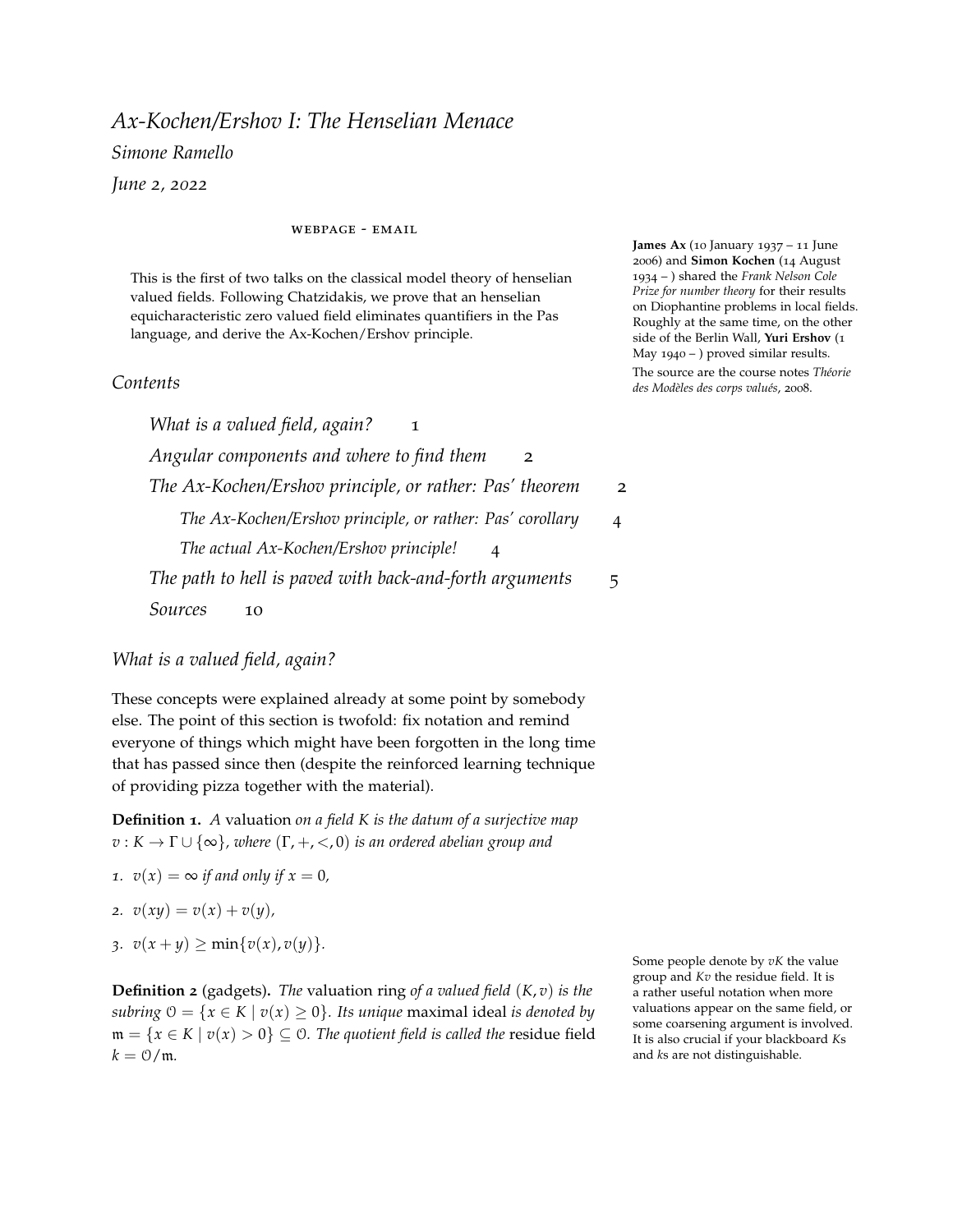# *Ax-Kochen/Ershov I: The Henselian Menace*

*Simone Ramello*

*June 2, 2022*

WEBPAGE - EMAIL

This is the first of two talks on the classical model theory of henselian valued fields. Following Chatzidakis, we prove that an henselian equicharacteristic zero valued field eliminates quantifiers in the Pas language, and derive the Ax-Kochen/Ershov principle.

**James Ax** (10 January 1937 – 11 June 2006) and **Simon Kochen** (14 August 1934 – ) shared the *Frank Nelson Cole Prize for number theory* for their results on Diophantine problems in local fields. Roughly at the same time, on the other side of the Berlin Wall, **Yuri Ershov** (1 May 1940 – ) proved similar results.

The source are the course notes *Théorie des Modèles des corps valués*, 2008.

## *Contents*

- *What is a valued field, again?* 1
- *Angular components and where to find them* 2
- *The Ax-Kochen/Ershov principle, or rather: Pas' theorem* 2
  - *The Ax-Kochen/Ershov principle, or rather: Pas' corollary* 4
  - *The actual Ax-Kochen/Ershov principle!* 4
- *The path to hell is paved with back-and-forth arguments* 5
- *Sources* 10

## *What is a valued field, again?*

These concepts were explained already at some point by somebody else. The point of this section is twofold: fix notation and remind everyone of things which might have been forgotten in the long time that has passed since then (despite the reinforced learning technique of providing pizza together with the material).

**Definition 1.** *A* valuation *on a field $K$ is the datum of a surjective map $v : K \to \Gamma \cup \{\infty\}$, where $(\Gamma, +, <, 0)$ is an ordered abelian group and*

1. *$v(x) = \infty$ if and only if $x = 0$,*
2. *$v(xy) = v(x) + v(y)$,*
3. *$v(x + y) \geq \min\{v(x), v(y)\}$.*

**Definition 2** (gadgets)**.** *The* valuation ring *of a valued field $(K, v)$ is the subring $\mathcal{O} = \{x \in K \mid v(x) \geq 0\}$. Its unique* maximal ideal *is denoted by $\mathfrak{m} = \{x \in K \mid v(x) > 0\} \subseteq \mathcal{O}$. The quotient field is called the* residue field *$k = \mathcal{O}/\mathfrak{m}$.*

Some people denote by $vK$ the value group and $Kv$ the residue field. It is a rather useful notation when more valuations appear on the same field, or some coarsening argument is involved. It is also crucial if your blackboard $K$s and $k$s are not distinguishable.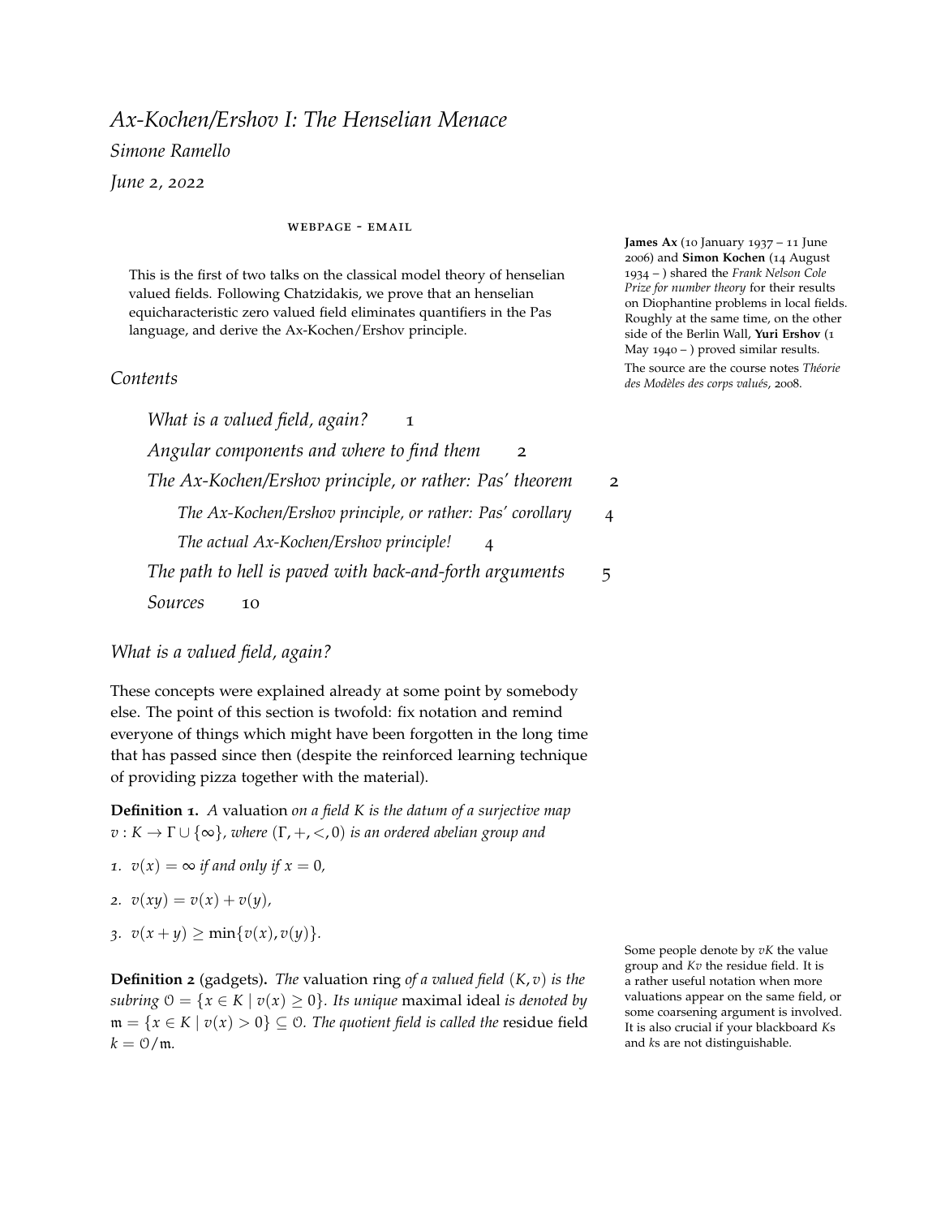# *Ax-Kochen/Ershov I: The Henselian Menace*

*Simone Ramello*

*June 2, 2022*

WEBPAGE - EMAIL

This is the first of two talks on the classical model theory of henselian valued fields. Following Chatzidakis, we prove that an henselian equicharacteristic zero valued field eliminates quantifiers in the Pas language, and derive the Ax-Kochen/Ershov principle.

**James Ax** (10 January 1937 – 11 June 2006) and **Simon Kochen** (14 August 1934 – ) shared the *Frank Nelson Cole Prize for number theory* for their results on Diophantine problems in local fields. Roughly at the same time, on the other side of the Berlin Wall, **Yuri Ershov** (1 May 1940 – ) proved similar results.

The source are the course notes *Théorie des Modèles des corps valués*, 2008.

## *Contents*

- *What is a valued field, again?* 1
- *Angular components and where to find them* 2
- *The Ax-Kochen/Ershov principle, or rather: Pas' theorem* 2
  - *The Ax-Kochen/Ershov principle, or rather: Pas' corollary* 4
  - *The actual Ax-Kochen/Ershov principle!* 4
- *The path to hell is paved with back-and-forth arguments* 5
- *Sources* 10

## *What is a valued field, again?*

These concepts were explained already at some point by somebody else. The point of this section is twofold: fix notation and remind everyone of things which might have been forgotten in the long time that has passed since then (despite the reinforced learning technique of providing pizza together with the material).

**Definition 1.** *A* valuation *on a field $K$ is the datum of a surjective map $v : K \to \Gamma \cup \{\infty\}$, where $(\Gamma, +, <, 0)$ is an ordered abelian group and*

1. $v(x) = \infty$ *if and only if* $x = 0$,
2. $v(xy) = v(x) + v(y)$,
3. $v(x + y) \geq \min\{v(x), v(y)\}$.

**Definition 2** (gadgets)**.** *The* valuation ring *of a valued field $(K, v)$ is the subring $\mathcal{O} = \{x \in K \mid v(x) \geq 0\}$. Its unique* maximal ideal *is denoted by $\mathfrak{m} = \{x \in K \mid v(x) > 0\} \subseteq \mathcal{O}$. The quotient field is called the* residue field *$k = \mathcal{O}/\mathfrak{m}$.*

Some people denote by $vK$ the value group and $Kv$ the residue field. It is a rather useful notation when more valuations appear on the same field, or some coarsening argument is involved. It is also crucial if your blackboard $K$s and $k$s are not distinguishable.